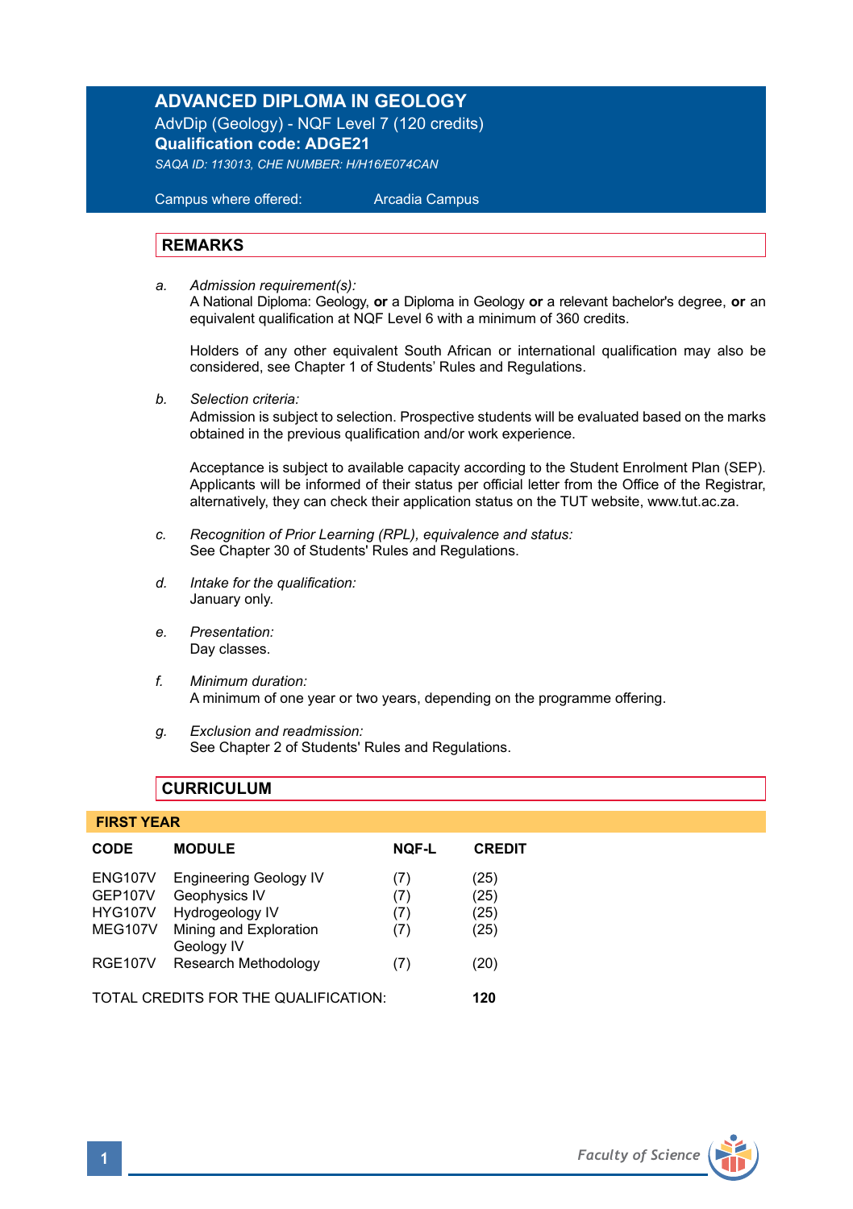# ADVANCED DIPLOMA IN GEOLOGY

AdvDip (Geology) - NQF Level 7 (120 credits)

**Qualification code: ADGE21**

*SAQA ID: 113013, CHE NUMBER: H/H16/E074CAN*

Campus where offered: Arcadia Campus

## REMARKS

a. *Admission requirement(s):*
A National Diploma: Geology, **or** a Diploma in Geology **or** a relevant bachelor's degree, **or** an equivalent qualification at NQF Level 6 with a minimum of 360 credits.

Holders of any other equivalent South African or international qualification may also be considered, see Chapter 1 of Students' Rules and Regulations.

b. *Selection criteria:*
Admission is subject to selection. Prospective students will be evaluated based on the marks obtained in the previous qualification and/or work experience.

Acceptance is subject to available capacity according to the Student Enrolment Plan (SEP). Applicants will be informed of their status per official letter from the Office of the Registrar, alternatively, they can check their application status on the TUT website, www.tut.ac.za.

c. *Recognition of Prior Learning (RPL), equivalence and status:*
See Chapter 30 of Students' Rules and Regulations.

d. *Intake for the qualification:*
January only.

e. *Presentation:*
Day classes.

f. *Minimum duration:*
A minimum of one year or two years, depending on the programme offering.

g. *Exclusion and readmission:*
See Chapter 2 of Students' Rules and Regulations.

## CURRICULUM

### FIRST YEAR

| CODE | MODULE | NQF-L | CREDIT |
|---|---|---|---|
| ENG107V | Engineering Geology IV | (7) | (25) |
| GEP107V | Geophysics IV | (7) | (25) |
| HYG107V | Hydrogeology IV | (7) | (25) |
| MEG107V | Mining and Exploration Geology IV | (7) | (25) |
| RGE107V | Research Methodology | (7) | (20) |

TOTAL CREDITS FOR THE QUALIFICATION: **120**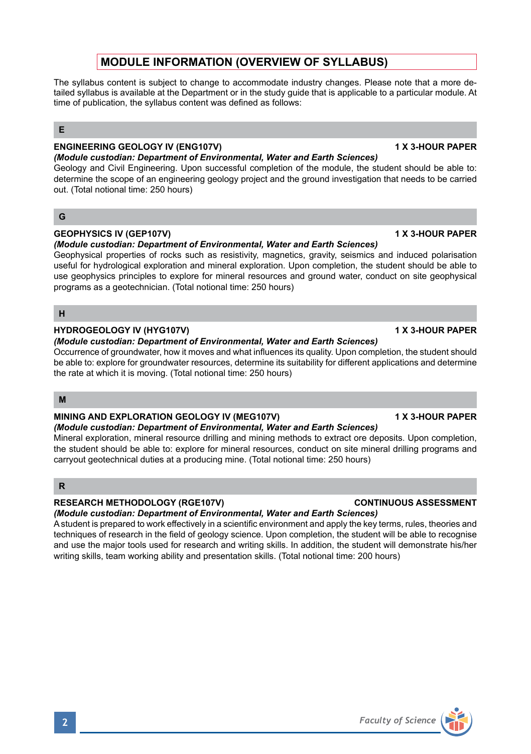# MODULE INFORMATION (OVERVIEW OF SYLLABUS)

The syllabus content is subject to change to accommodate industry changes. Please note that a more detailed syllabus is available at the Department or in the study guide that is applicable to a particular module. At time of publication, the syllabus content was defined as follows:

## E

**ENGINEERING GEOLOGY IV (ENG107V)** **1 X 3-HOUR PAPER**

***(Module custodian: Department of Environmental, Water and Earth Sciences)***

Geology and Civil Engineering. Upon successful completion of the module, the student should be able to: determine the scope of an engineering geology project and the ground investigation that needs to be carried out. (Total notional time: 250 hours)

## G

**GEOPHYSICS IV (GEP107V)** **1 X 3-HOUR PAPER**

***(Module custodian: Department of Environmental, Water and Earth Sciences)***

Geophysical properties of rocks such as resistivity, magnetics, gravity, seismics and induced polarisation useful for hydrological exploration and mineral exploration. Upon completion, the student should be able to use geophysics principles to explore for mineral resources and ground water, conduct on site geophysical programs as a geotechnician. (Total notional time: 250 hours)

## H

**HYDROGEOLOGY IV (HYG107V)** **1 X 3-HOUR PAPER**

***(Module custodian: Department of Environmental, Water and Earth Sciences)***

Occurrence of groundwater, how it moves and what influences its quality. Upon completion, the student should be able to: explore for groundwater resources, determine its suitability for different applications and determine the rate at which it is moving. (Total notional time: 250 hours)

## M

**MINING AND EXPLORATION GEOLOGY IV (MEG107V)** **1 X 3-HOUR PAPER**

***(Module custodian: Department of Environmental, Water and Earth Sciences)***

Mineral exploration, mineral resource drilling and mining methods to extract ore deposits. Upon completion, the student should be able to: explore for mineral resources, conduct on site mineral drilling programs and carryout geotechnical duties at a producing mine. (Total notional time: 250 hours)

## R

**RESEARCH METHODOLOGY (RGE107V)** **CONTINUOUS ASSESSMENT**

***(Module custodian: Department of Environmental, Water and Earth Sciences)***

A student is prepared to work effectively in a scientific environment and apply the key terms, rules, theories and techniques of research in the field of geology science. Upon completion, the student will be able to recognise and use the major tools used for research and writing skills. In addition, the student will demonstrate his/her writing skills, team working ability and presentation skills. (Total notional time: 200 hours)